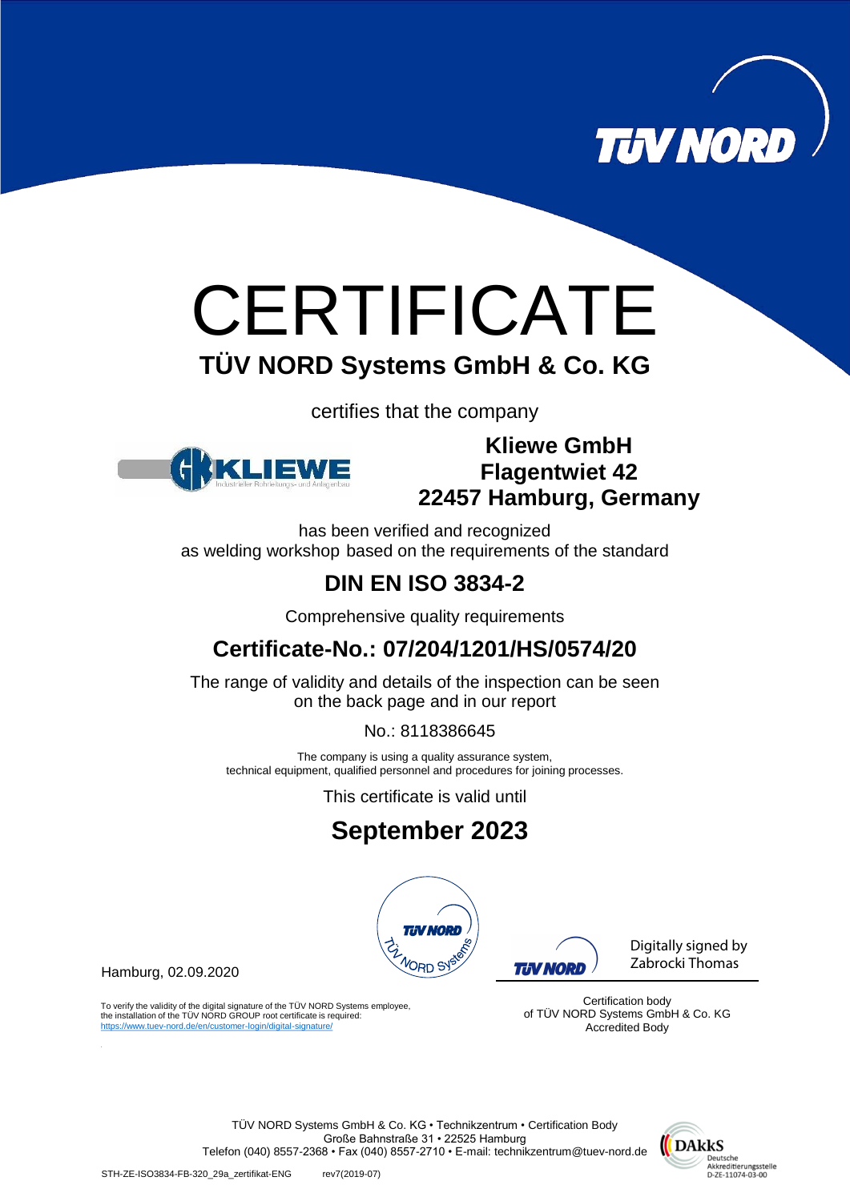# CERTIFICATE

## TÜV NORD Systems GmbH & Co. KG

certifies that the company

**Kliewe GmbH**
**Flagentwiet 42**
**22457 Hamburg, Germany**

has been verified and recognized
as welding workshop based on the requirements of the standard

## DIN EN ISO 3834-2

Comprehensive quality requirements

## Certificate-No.: 07/204/1201/HS/0574/20

The range of validity and details of the inspection can be seen
on the back page and in our report

No.: 8118386645

The company is using a quality assurance system,
technical equipment, qualified personnel and procedures for joining processes.

This certificate is valid until

## September 2023

Hamburg, 02.09.2020

Digitally signed by
Zabrocki Thomas

To verify the validity of the digital signature of the TÜV NORD Systems employee, the installation of the TÜV NORD GROUP root certificate is required:
https://www.tuev-nord.de/en/customer-login/digital-signature/

Certification body
of TÜV NORD Systems GmbH & Co. KG
Accredited Body

TÜV NORD Systems GmbH & Co. KG • Technikzentrum • Certification Body
Große Bahnstraße 31 • 22525 Hamburg
Telefon (040) 8557-2368 • Fax (040) 8557-2710 • E-mail: technikzentrum@tuev-nord.de

DAkkS Deutsche Akkreditierungsstelle D-ZE-11074-03-00

STH-ZE-ISO3834-FB-320_29a_zertifikat-ENG rev7(2019-07)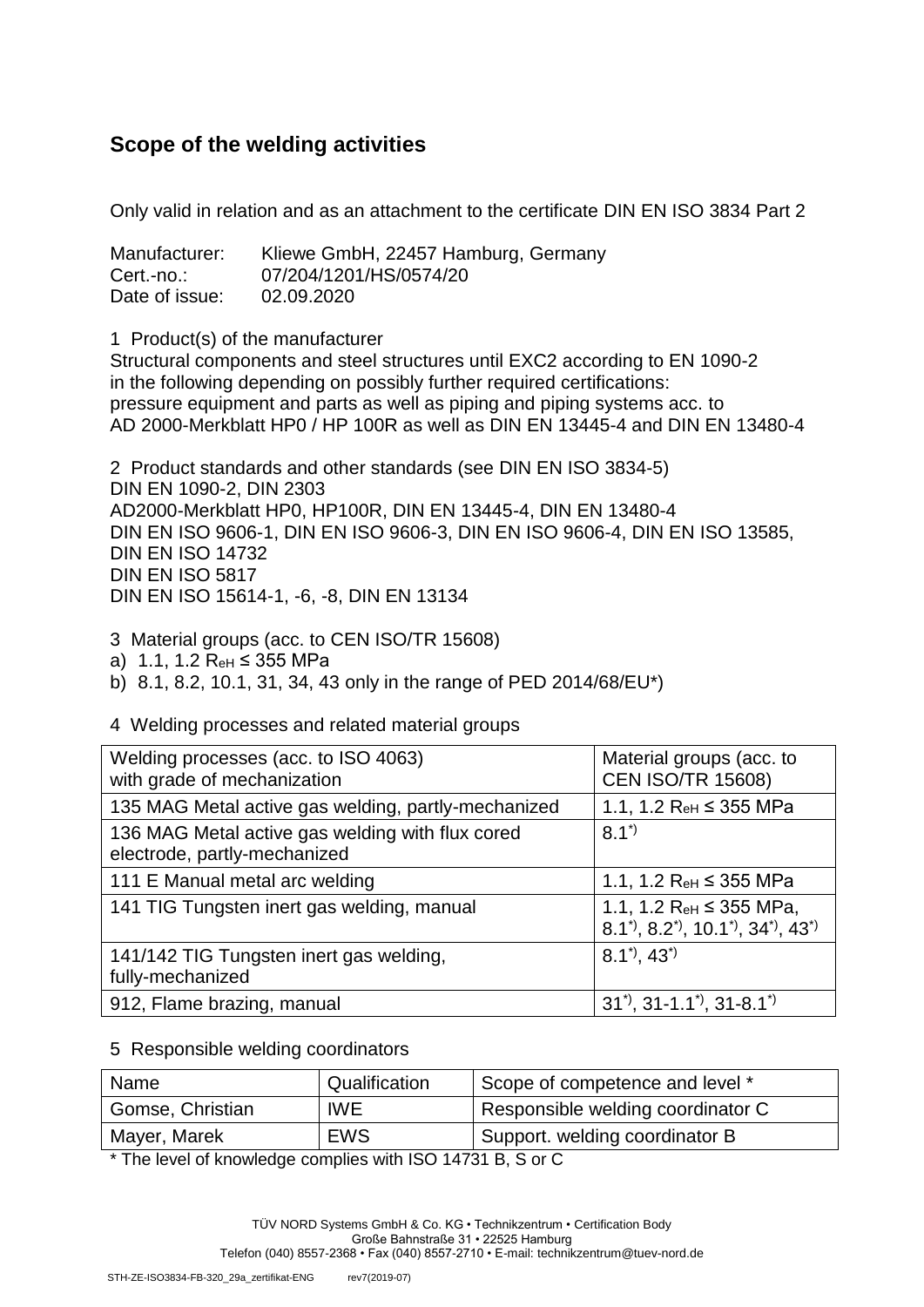## Scope of the welding activities

Only valid in relation and as an attachment to the certificate DIN EN ISO 3834 Part 2

Manufacturer: Kliewe GmbH, 22457 Hamburg, Germany
Cert.-no.: 07/204/1201/HS/0574/20
Date of issue: 02.09.2020

1 Product(s) of the manufacturer
Structural components and steel structures until EXC2 according to EN 1090-2 in the following depending on possibly further required certifications: pressure equipment and parts as well as piping and piping systems acc. to AD 2000-Merkblatt HP0 / HP 100R as well as DIN EN 13445-4 and DIN EN 13480-4

2 Product standards and other standards (see DIN EN ISO 3834-5)
DIN EN 1090-2, DIN 2303
AD2000-Merkblatt HP0, HP100R, DIN EN 13445-4, DIN EN 13480-4
DIN EN ISO 9606-1, DIN EN ISO 9606-3, DIN EN ISO 9606-4, DIN EN ISO 13585, DIN EN ISO 14732
DIN EN ISO 5817
DIN EN ISO 15614-1, -6, -8, DIN EN 13134

3 Material groups (acc. to CEN ISO/TR 15608)
a) 1.1, 1.2 $R_{eH}$ ≤ 355 MPa
b) 8.1, 8.2, 10.1, 31, 34, 43 only in the range of PED 2014/68/EU*)

4 Welding processes and related material groups

| Welding processes (acc. to ISO 4063) with grade of mechanization | Material groups (acc. to CEN ISO/TR 15608) |
|---|---|
| 135 MAG Metal active gas welding, partly-mechanized | 1.1, 1.2 $R_{eH}$ ≤ 355 MPa |
| 136 MAG Metal active gas welding with flux cored electrode, partly-mechanized | 8.1*) |
| 111 E Manual metal arc welding | 1.1, 1.2 $R_{eH}$ ≤ 355 MPa |
| 141 TIG Tungsten inert gas welding, manual | 1.1, 1.2 $R_{eH}$ ≤ 355 MPa, 8.1*), 8.2*), 10.1*), 34*), 43*) |
| 141/142 TIG Tungsten inert gas welding, fully-mechanized | 8.1*), 43*) |
| 912, Flame brazing, manual | 31*), 31-1.1*), 31-8.1*) |

5 Responsible welding coordinators

| Name | Qualification | Scope of competence and level * |
|---|---|---|
| Gomse, Christian | IWE | Responsible welding coordinator C |
| Mayer, Marek | EWS | Support. welding coordinator B |

* The level of knowledge complies with ISO 14731 B, S or C

TÜV NORD Systems GmbH & Co. KG • Technikzentrum • Certification Body
Große Bahnstraße 31 • 22525 Hamburg
Telefon (040) 8557-2368 • Fax (040) 8557-2710 • E-mail: technikzentrum@tuev-nord.de

STH-ZE-ISO3834-FB-320_29a_zertifikat-ENG rev7(2019-07)